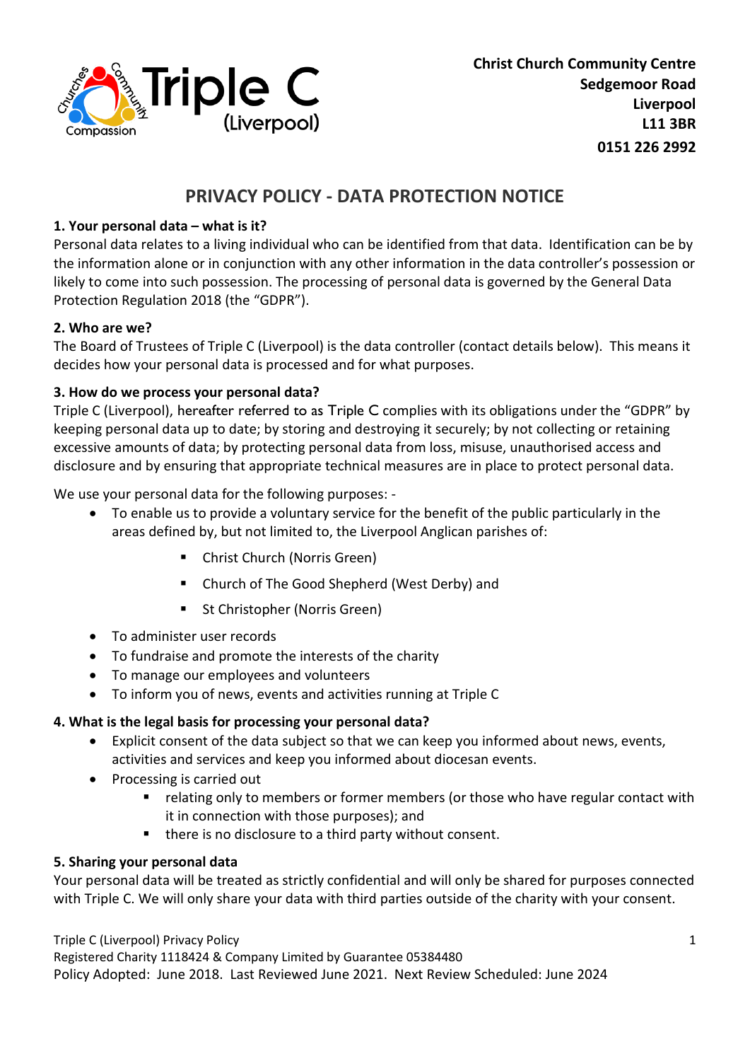Triple C (Liverpool)

**Christ Church Community Centre**
**Sedgemoor Road**
**Liverpool**
**L11 3BR**
**0151 226 2992**

# PRIVACY POLICY - DATA PROTECTION NOTICE

**1. Your personal data – what is it?**

Personal data relates to a living individual who can be identified from that data. Identification can be by the information alone or in conjunction with any other information in the data controller's possession or likely to come into such possession. The processing of personal data is governed by the General Data Protection Regulation 2018 (the "GDPR").

**2. Who are we?**

The Board of Trustees of Triple C (Liverpool) is the data controller (contact details below). This means it decides how your personal data is processed and for what purposes.

**3. How do we process your personal data?**

Triple C (Liverpool), hereafter referred to as Triple C complies with its obligations under the "GDPR" by keeping personal data up to date; by storing and destroying it securely; by not collecting or retaining excessive amounts of data; by protecting personal data from loss, misuse, unauthorised access and disclosure and by ensuring that appropriate technical measures are in place to protect personal data.

We use your personal data for the following purposes: -

- To enable us to provide a voluntary service for the benefit of the public particularly in the areas defined by, but not limited to, the Liverpool Anglican parishes of:
    - Christ Church (Norris Green)
    - Church of The Good Shepherd (West Derby) and
    - St Christopher (Norris Green)
- To administer user records
- To fundraise and promote the interests of the charity
- To manage our employees and volunteers
- To inform you of news, events and activities running at Triple C

**4. What is the legal basis for processing your personal data?**

- Explicit consent of the data subject so that we can keep you informed about news, events, activities and services and keep you informed about diocesan events.
- Processing is carried out
    - relating only to members or former members (or those who have regular contact with it in connection with those purposes); and
    - there is no disclosure to a third party without consent.

**5. Sharing your personal data**

Your personal data will be treated as strictly confidential and will only be shared for purposes connected with Triple C. We will only share your data with third parties outside of the charity with your consent.

Triple C (Liverpool) Privacy Policy
Registered Charity 1118424 & Company Limited by Guarantee 05384480
Policy Adopted: June 2018. Last Reviewed June 2021. Next Review Scheduled: June 2024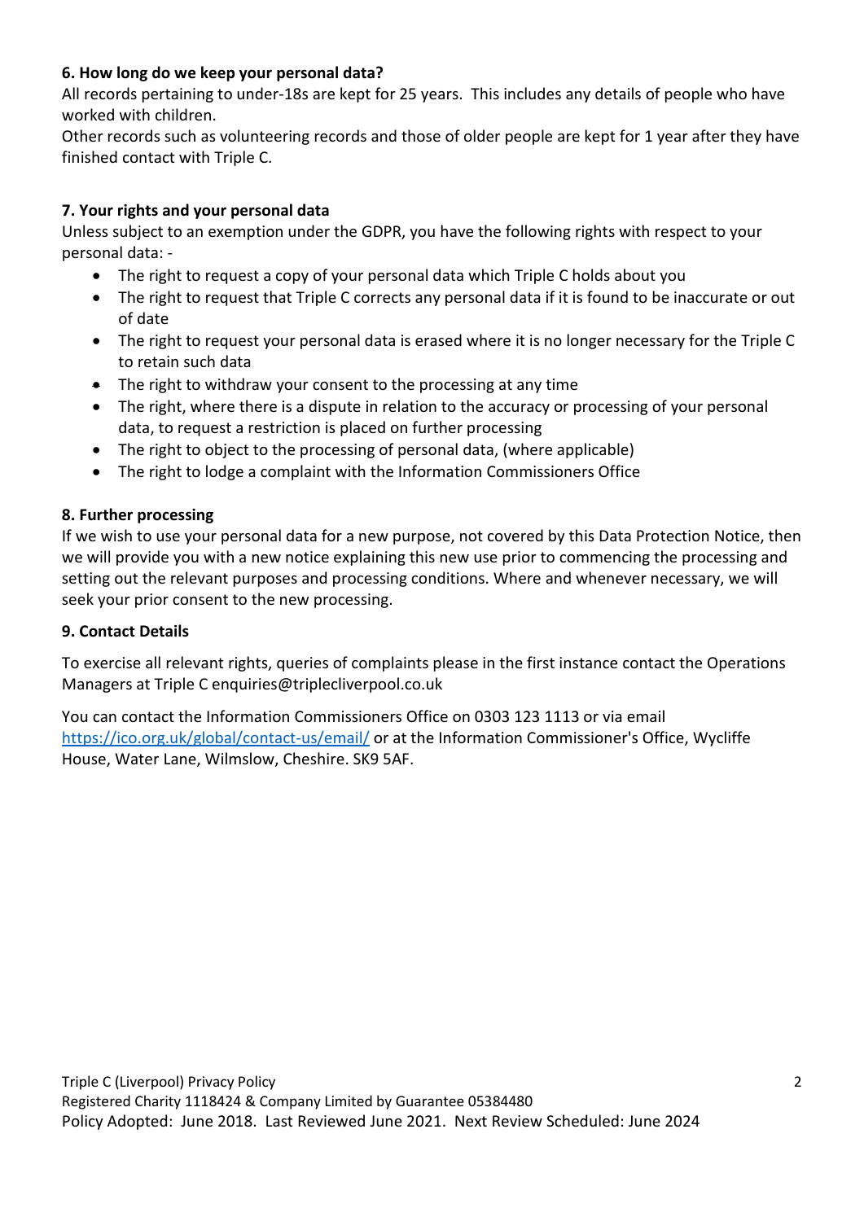**6. How long do we keep your personal data?**

All records pertaining to under-18s are kept for 25 years. This includes any details of people who have worked with children.

Other records such as volunteering records and those of older people are kept for 1 year after they have finished contact with Triple C.

**7. Your rights and your personal data**

Unless subject to an exemption under the GDPR, you have the following rights with respect to your personal data: -

- The right to request a copy of your personal data which Triple C holds about you
- The right to request that Triple C corrects any personal data if it is found to be inaccurate or out of date
- The right to request your personal data is erased where it is no longer necessary for the Triple C to retain such data
- The right to withdraw your consent to the processing at any time
- The right, where there is a dispute in relation to the accuracy or processing of your personal data, to request a restriction is placed on further processing
- The right to object to the processing of personal data, (where applicable)
- The right to lodge a complaint with the Information Commissioners Office

**8. Further processing**

If we wish to use your personal data for a new purpose, not covered by this Data Protection Notice, then we will provide you with a new notice explaining this new use prior to commencing the processing and setting out the relevant purposes and processing conditions. Where and whenever necessary, we will seek your prior consent to the new processing.

**9. Contact Details**

To exercise all relevant rights, queries of complaints please in the first instance contact the Operations Managers at Triple C enquiries@tripleclIverpool.co.uk

You can contact the Information Commissioners Office on 0303 123 1113 or via email https://ico.org.uk/global/contact-us/email/ or at the Information Commissioner's Office, Wycliffe House, Water Lane, Wilmslow, Cheshire. SK9 5AF.

Triple C (Liverpool) Privacy Policy
Registered Charity 1118424 & Company Limited by Guarantee 05384480
Policy Adopted: June 2018. Last Reviewed June 2021. Next Review Scheduled: June 2024